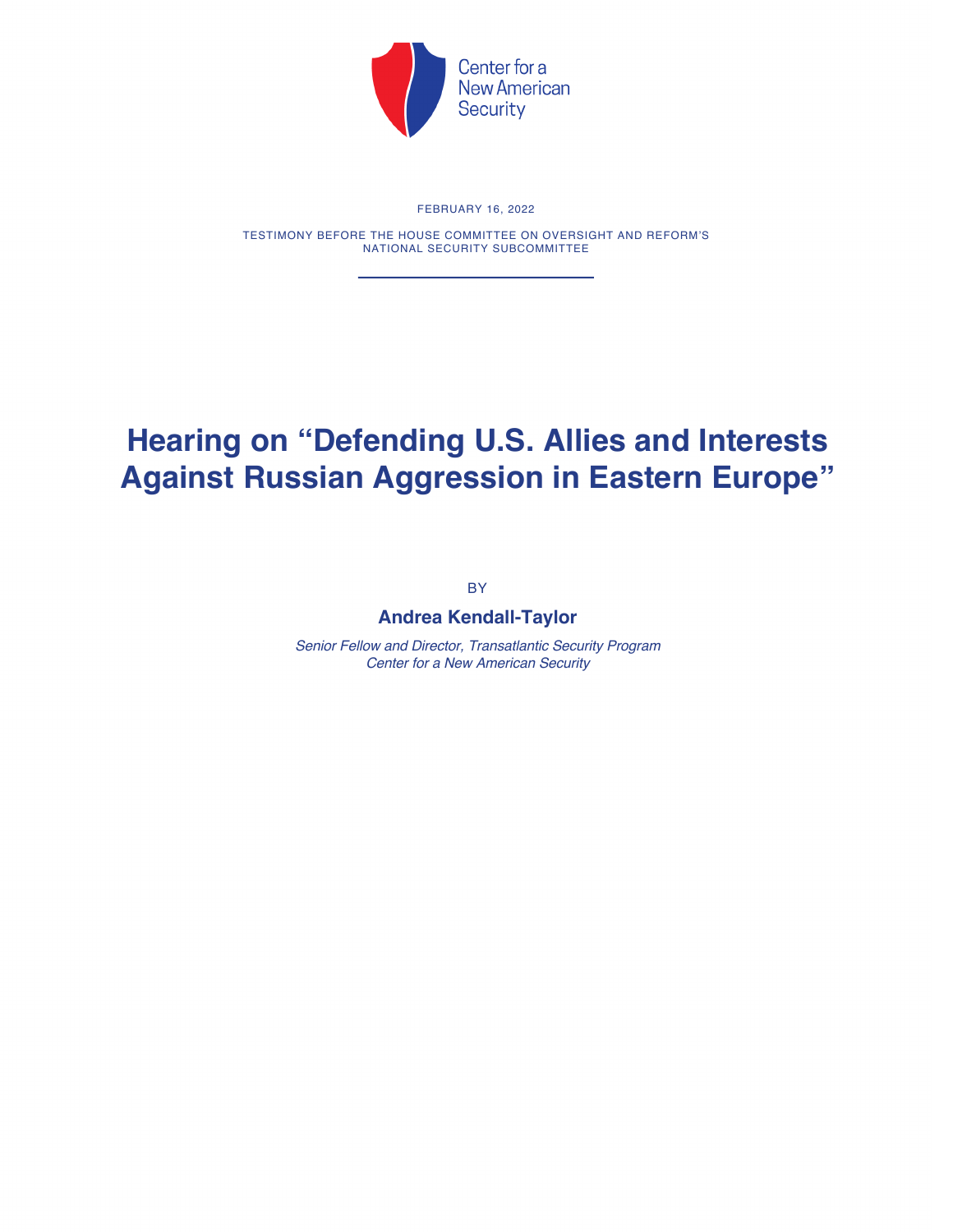Center for a New American Security

FEBRUARY 16, 2022

TESTIMONY BEFORE THE HOUSE COMMITTEE ON OVERSIGHT AND REFORM'S NATIONAL SECURITY SUBCOMMITTEE

# Hearing on "Defending U.S. Allies and Interests Against Russian Aggression in Eastern Europe"

BY

**Andrea Kendall-Taylor**

*Senior Fellow and Director, Transatlantic Security Program*
*Center for a New American Security*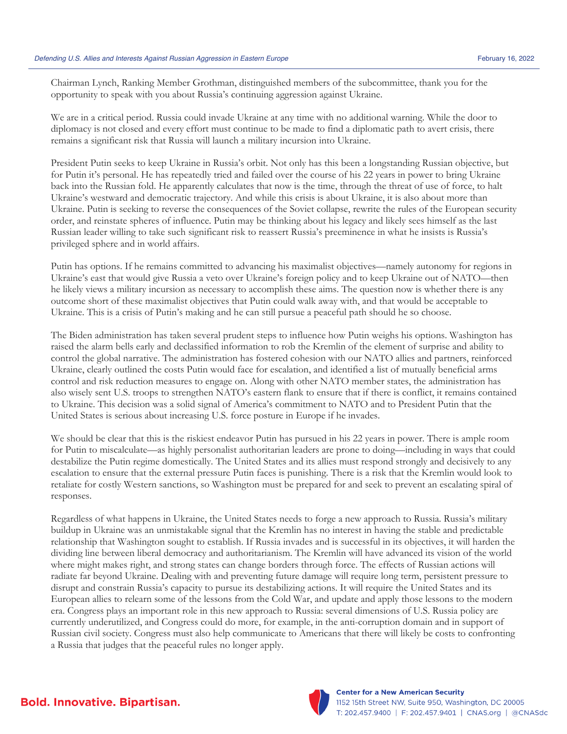Chairman Lynch, Ranking Member Grothman, distinguished members of the subcommittee, thank you for the opportunity to speak with you about Russia's continuing aggression against Ukraine.

We are in a critical period. Russia could invade Ukraine at any time with no additional warning. While the door to diplomacy is not closed and every effort must continue to be made to find a diplomatic path to avert crisis, there remains a significant risk that Russia will launch a military incursion into Ukraine.

President Putin seeks to keep Ukraine in Russia's orbit. Not only has this been a longstanding Russian objective, but for Putin it's personal. He has repeatedly tried and failed over the course of his 22 years in power to bring Ukraine back into the Russian fold. He apparently calculates that now is the time, through the threat of use of force, to halt Ukraine's westward and democratic trajectory. And while this crisis is about Ukraine, it is also about more than Ukraine. Putin is seeking to reverse the consequences of the Soviet collapse, rewrite the rules of the European security order, and reinstate spheres of influence. Putin may be thinking about his legacy and likely sees himself as the last Russian leader willing to take such significant risk to reassert Russia's preeminence in what he insists is Russia's privileged sphere and in world affairs.

Putin has options. If he remains committed to advancing his maximalist objectives—namely autonomy for regions in Ukraine's east that would give Russia a veto over Ukraine's foreign policy and to keep Ukraine out of NATO—then he likely views a military incursion as necessary to accomplish these aims. The question now is whether there is any outcome short of these maximalist objectives that Putin could walk away with, and that would be acceptable to Ukraine. This is a crisis of Putin's making and he can still pursue a peaceful path should he so choose.

The Biden administration has taken several prudent steps to influence how Putin weighs his options. Washington has raised the alarm bells early and declassified information to rob the Kremlin of the element of surprise and ability to control the global narrative. The administration has fostered cohesion with our NATO allies and partners, reinforced Ukraine, clearly outlined the costs Putin would face for escalation, and identified a list of mutually beneficial arms control and risk reduction measures to engage on. Along with other NATO member states, the administration has also wisely sent U.S. troops to strengthen NATO's eastern flank to ensure that if there is conflict, it remains contained to Ukraine. This decision was a solid signal of America's commitment to NATO and to President Putin that the United States is serious about increasing U.S. force posture in Europe if he invades.

We should be clear that this is the riskiest endeavor Putin has pursued in his 22 years in power. There is ample room for Putin to miscalculate—as highly personalist authoritarian leaders are prone to doing—including in ways that could destabilize the Putin regime domestically. The United States and its allies must respond strongly and decisively to any escalation to ensure that the external pressure Putin faces is punishing. There is a risk that the Kremlin would look to retaliate for costly Western sanctions, so Washington must be prepared for and seek to prevent an escalating spiral of responses.

Regardless of what happens in Ukraine, the United States needs to forge a new approach to Russia. Russia's military buildup in Ukraine was an unmistakable signal that the Kremlin has no interest in having the stable and predictable relationship that Washington sought to establish. If Russia invades and is successful in its objectives, it will harden the dividing line between liberal democracy and authoritarianism. The Kremlin will have advanced its vision of the world where might makes right, and strong states can change borders through force. The effects of Russian actions will radiate far beyond Ukraine. Dealing with and preventing future damage will require long term, persistent pressure to disrupt and constrain Russia's capacity to pursue its destabilizing actions. It will require the United States and its European allies to relearn some of the lessons from the Cold War, and update and apply those lessons to the modern era. Congress plays an important role in this new approach to Russia: several dimensions of U.S. Russia policy are currently underutilized, and Congress could do more, for example, in the anti-corruption domain and in support of Russian civil society. Congress must also help communicate to Americans that there will likely be costs to confronting a Russia that judges that the peaceful rules no longer apply.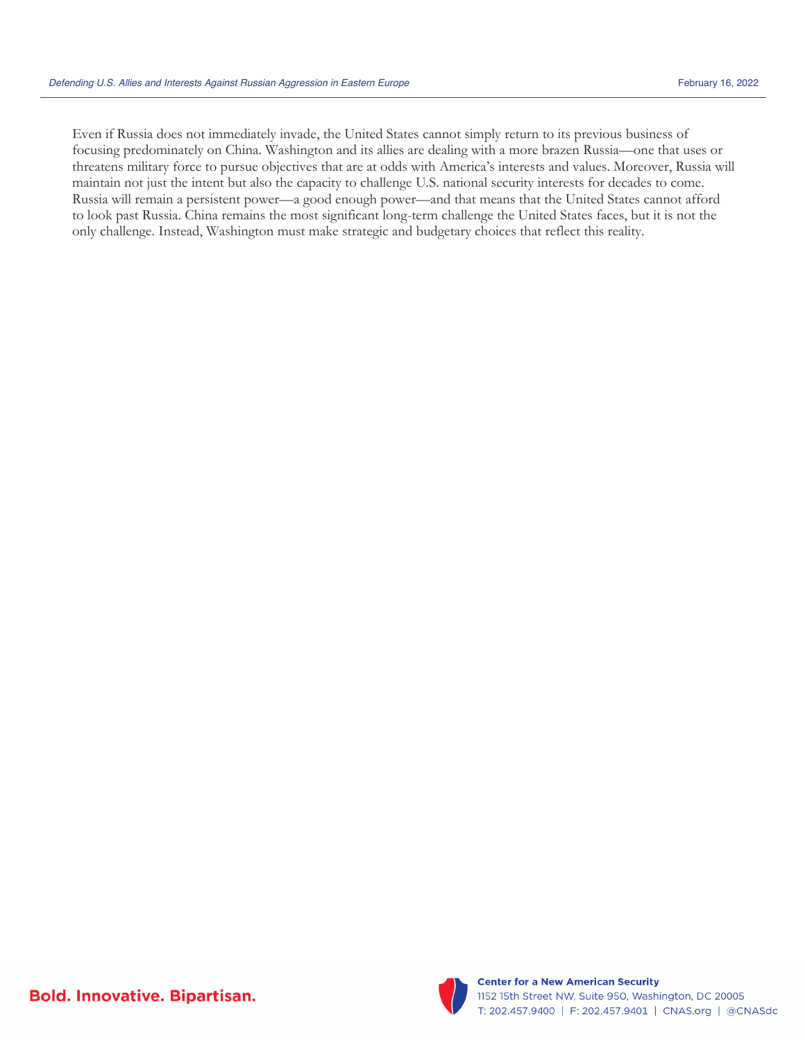Even if Russia does not immediately invade, the United States cannot simply return to its previous business of focusing predominately on China. Washington and its allies are dealing with a more brazen Russia—one that uses or threatens military force to pursue objectives that are at odds with America's interests and values. Moreover, Russia will maintain not just the intent but also the capacity to challenge U.S. national security interests for decades to come. Russia will remain a persistent power—a good enough power—and that means that the United States cannot afford to look past Russia. China remains the most significant long-term challenge the United States faces, but it is not the only challenge. Instead, Washington must make strategic and budgetary choices that reflect this reality.